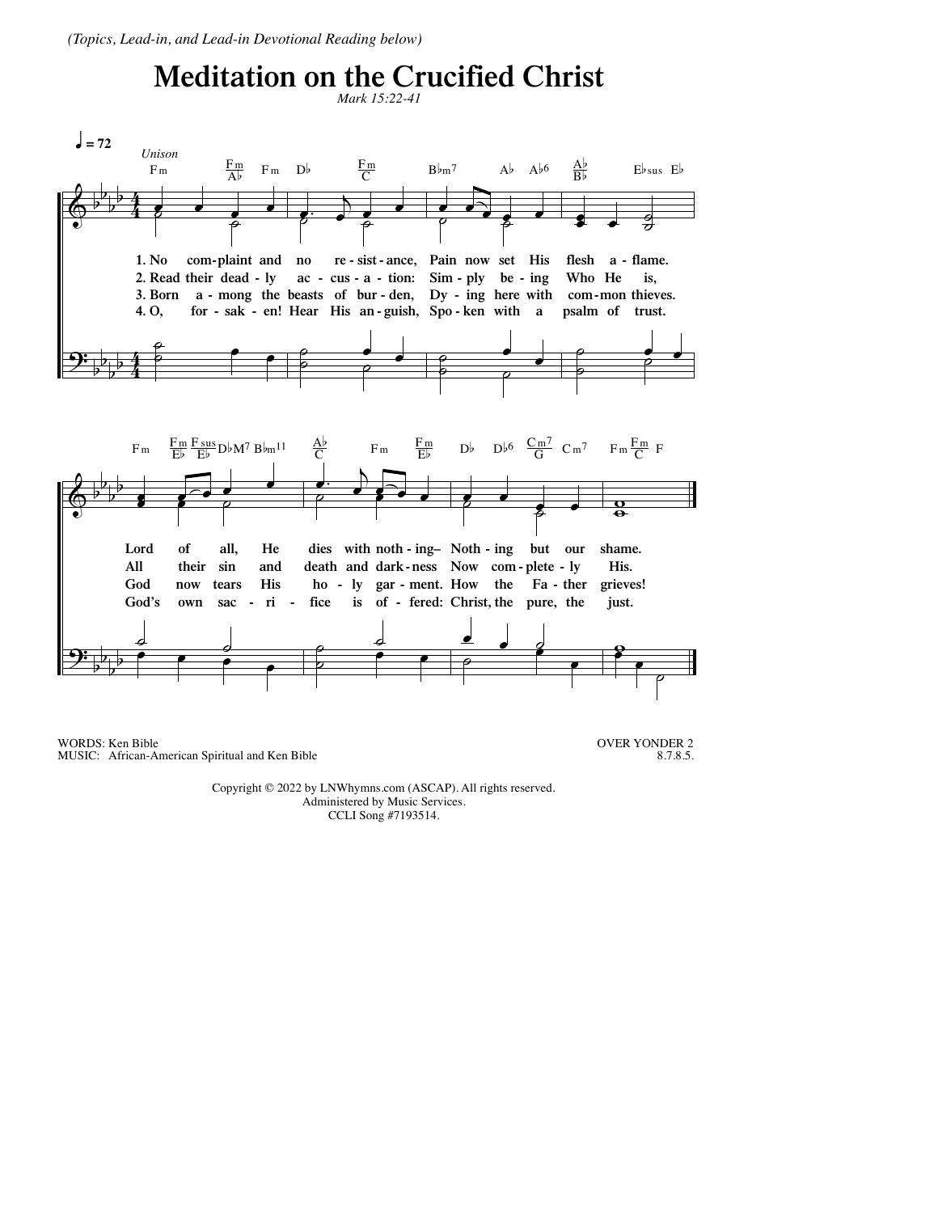*(Topics, Lead-in, and Lead-in Devotional Reading below)*

# Meditation on the Crucified Christ

*Mark 15:22-41*

♩ = 72

*Unison*

1. No com-plaint and no re-sist-ance, Pain now set His flesh a-flame. Lord of all, He dies with noth-ing– Noth-ing but our shame.
2. Read their dead-ly ac-cus-a-tion: Sim-ply be-ing Who He is, All their sin and death and dark-ness Now com-plete-ly His.
3. Born a-mong the beasts of bur-den, Dy-ing here with com-mon thieves. God now tears His ho-ly gar-ment. How the Fa-ther grieves!
4. O, for-sak-en! Hear His an-guish, Spo-ken with a psalm of trust. God's own sac-ri-fice is of-fered: Christ, the pure, the just.

WORDS: Ken Bible
MUSIC: African-American Spiritual and Ken Bible

OVER YONDER 2
8.7.8.5.

Copyright © 2022 by LNWhymns.com (ASCAP). All rights reserved.
Administered by Music Services.
CCLI Song #7193514.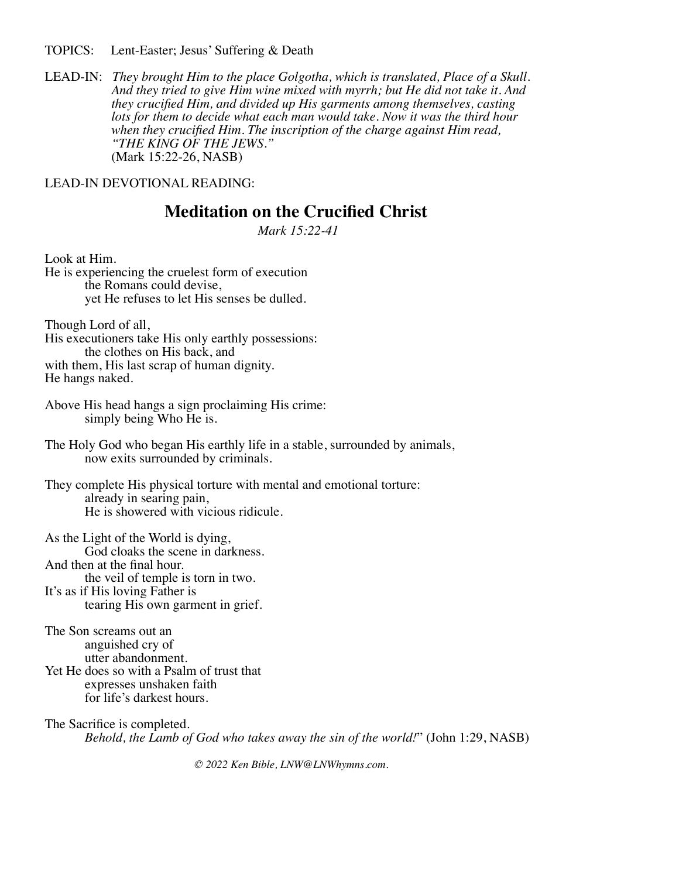TOPICS: Lent-Easter; Jesus' Suffering & Death

LEAD-IN: *They brought Him to the place Golgotha, which is translated, Place of a Skull. And they tried to give Him wine mixed with myrrh; but He did not take it. And they crucified Him, and divided up His garments among themselves, casting lots for them to decide what each man would take. Now it was the third hour when they crucified Him. The inscription of the charge against Him read, "THE KING OF THE JEWS."*
(Mark 15:22-26, NASB)

LEAD-IN DEVOTIONAL READING:

## Meditation on the Crucified Christ

*Mark 15:22-41*

Look at Him.
He is experiencing the cruelest form of execution
the Romans could devise,
yet He refuses to let His senses be dulled.

Though Lord of all,
His executioners take His only earthly possessions:
the clothes on His back, and
with them, His last scrap of human dignity.
He hangs naked.

Above His head hangs a sign proclaiming His crime:
simply being Who He is.

The Holy God who began His earthly life in a stable, surrounded by animals,
now exits surrounded by criminals.

They complete His physical torture with mental and emotional torture:
already in searing pain,
He is showered with vicious ridicule.

As the Light of the World is dying,
God cloaks the scene in darkness.
And then at the final hour.
the veil of temple is torn in two.
It's as if His loving Father is
tearing His own garment in grief.

The Son screams out an
anguished cry of
utter abandonment.
Yet He does so with a Psalm of trust that
expresses unshaken faith
for life's darkest hours.

The Sacrifice is completed.
*Behold, the Lamb of God who takes away the sin of the world!*" (John 1:29, NASB)

*© 2022 Ken Bible, LNW@LNWhymns.com.*